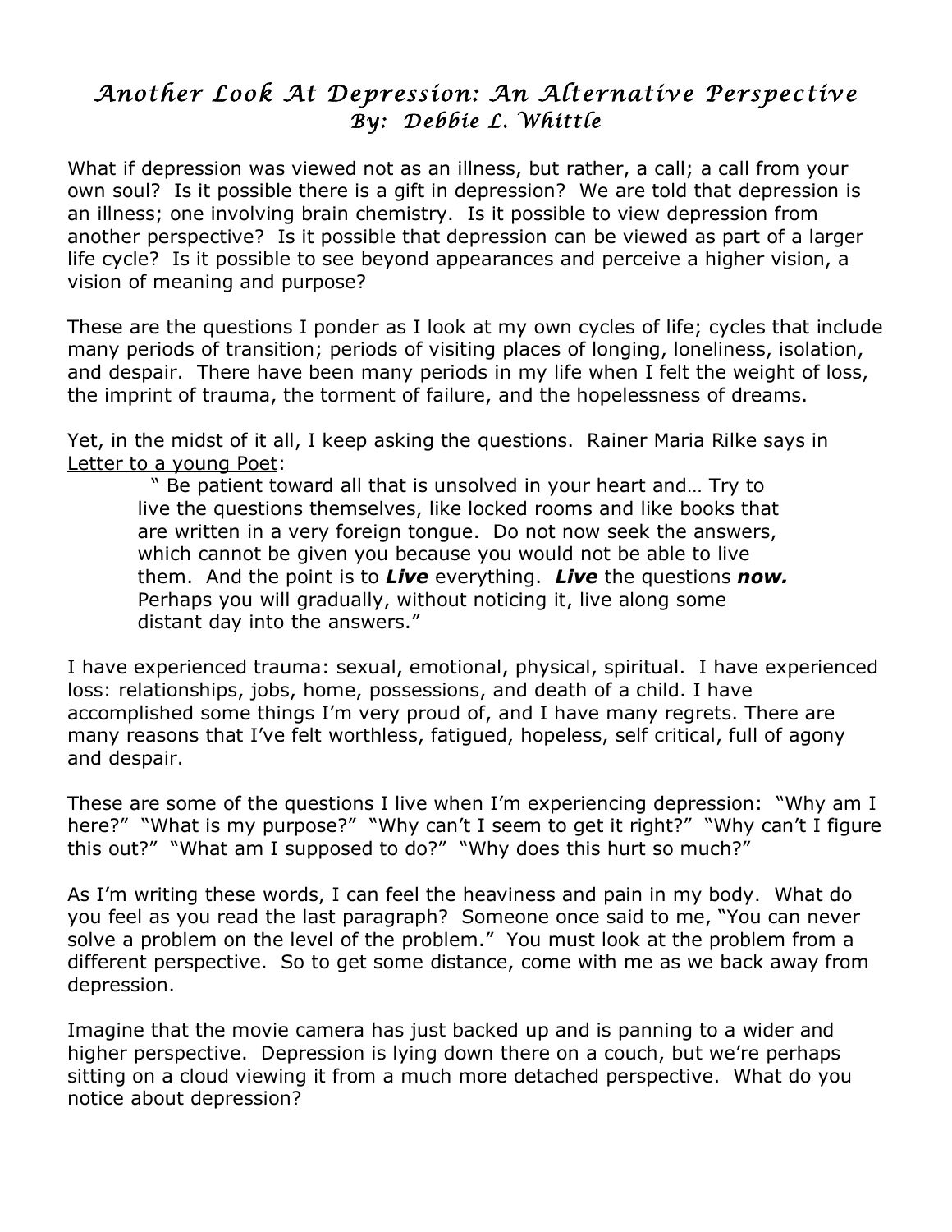# *Another Look At Depression: An Alternative Perspective*

*By: Debbie L. Whittle*

What if depression was viewed not as an illness, but rather, a call; a call from your own soul? Is it possible there is a gift in depression? We are told that depression is an illness; one involving brain chemistry. Is it possible to view depression from another perspective? Is it possible that depression can be viewed as part of a larger life cycle? Is it possible to see beyond appearances and perceive a higher vision, a vision of meaning and purpose?

These are the questions I ponder as I look at my own cycles of life; cycles that include many periods of transition; periods of visiting places of longing, loneliness, isolation, and despair. There have been many periods in my life when I felt the weight of loss, the imprint of trauma, the torment of failure, and the hopelessness of dreams.

Yet, in the midst of it all, I keep asking the questions. Rainer Maria Rilke says in <u>Letter to a young Poet</u>:

> " Be patient toward all that is unsolved in your heart and… Try to live the questions themselves, like locked rooms and like books that are written in a very foreign tongue. Do not now seek the answers, which cannot be given you because you would not be able to live them. And the point is to ***Live*** everything. ***Live*** the questions ***now.*** Perhaps you will gradually, without noticing it, live along some distant day into the answers."

I have experienced trauma: sexual, emotional, physical, spiritual. I have experienced loss: relationships, jobs, home, possessions, and death of a child. I have accomplished some things I'm very proud of, and I have many regrets. There are many reasons that I've felt worthless, fatigued, hopeless, self critical, full of agony and despair.

These are some of the questions I live when I'm experiencing depression: "Why am I here?" "What is my purpose?" "Why can't I seem to get it right?" "Why can't I figure this out?" "What am I supposed to do?" "Why does this hurt so much?"

As I'm writing these words, I can feel the heaviness and pain in my body. What do you feel as you read the last paragraph? Someone once said to me, "You can never solve a problem on the level of the problem." You must look at the problem from a different perspective. So to get some distance, come with me as we back away from depression.

Imagine that the movie camera has just backed up and is panning to a wider and higher perspective. Depression is lying down there on a couch, but we're perhaps sitting on a cloud viewing it from a much more detached perspective. What do you notice about depression?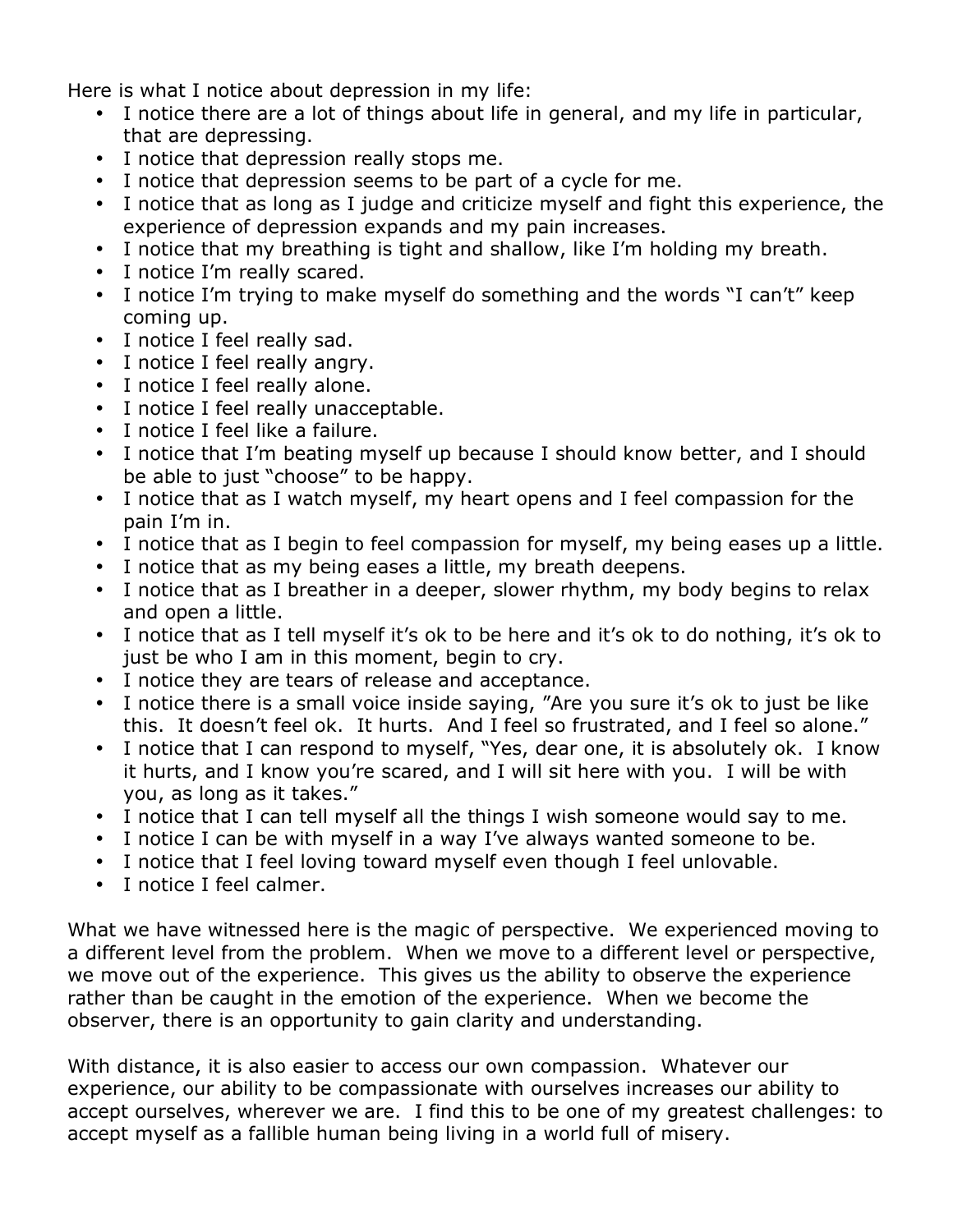Here is what I notice about depression in my life:

- I notice there are a lot of things about life in general, and my life in particular, that are depressing.
- I notice that depression really stops me.
- I notice that depression seems to be part of a cycle for me.
- I notice that as long as I judge and criticize myself and fight this experience, the experience of depression expands and my pain increases.
- I notice that my breathing is tight and shallow, like I'm holding my breath.
- I notice I'm really scared.
- I notice I'm trying to make myself do something and the words "I can't" keep coming up.
- I notice I feel really sad.
- I notice I feel really angry.
- I notice I feel really alone.
- I notice I feel really unacceptable.
- I notice I feel like a failure.
- I notice that I'm beating myself up because I should know better, and I should be able to just "choose" to be happy.
- I notice that as I watch myself, my heart opens and I feel compassion for the pain I'm in.
- I notice that as I begin to feel compassion for myself, my being eases up a little.
- I notice that as my being eases a little, my breath deepens.
- I notice that as I breather in a deeper, slower rhythm, my body begins to relax and open a little.
- I notice that as I tell myself it's ok to be here and it's ok to do nothing, it's ok to just be who I am in this moment, begin to cry.
- I notice they are tears of release and acceptance.
- I notice there is a small voice inside saying, "Are you sure it's ok to just be like this. It doesn't feel ok. It hurts. And I feel so frustrated, and I feel so alone."
- I notice that I can respond to myself, "Yes, dear one, it is absolutely ok. I know it hurts, and I know you're scared, and I will sit here with you. I will be with you, as long as it takes."
- I notice that I can tell myself all the things I wish someone would say to me.
- I notice I can be with myself in a way I've always wanted someone to be.
- I notice that I feel loving toward myself even though I feel unlovable.
- I notice I feel calmer.

What we have witnessed here is the magic of perspective. We experienced moving to a different level from the problem. When we move to a different level or perspective, we move out of the experience. This gives us the ability to observe the experience rather than be caught in the emotion of the experience. When we become the observer, there is an opportunity to gain clarity and understanding.

With distance, it is also easier to access our own compassion. Whatever our experience, our ability to be compassionate with ourselves increases our ability to accept ourselves, wherever we are. I find this to be one of my greatest challenges: to accept myself as a fallible human being living in a world full of misery.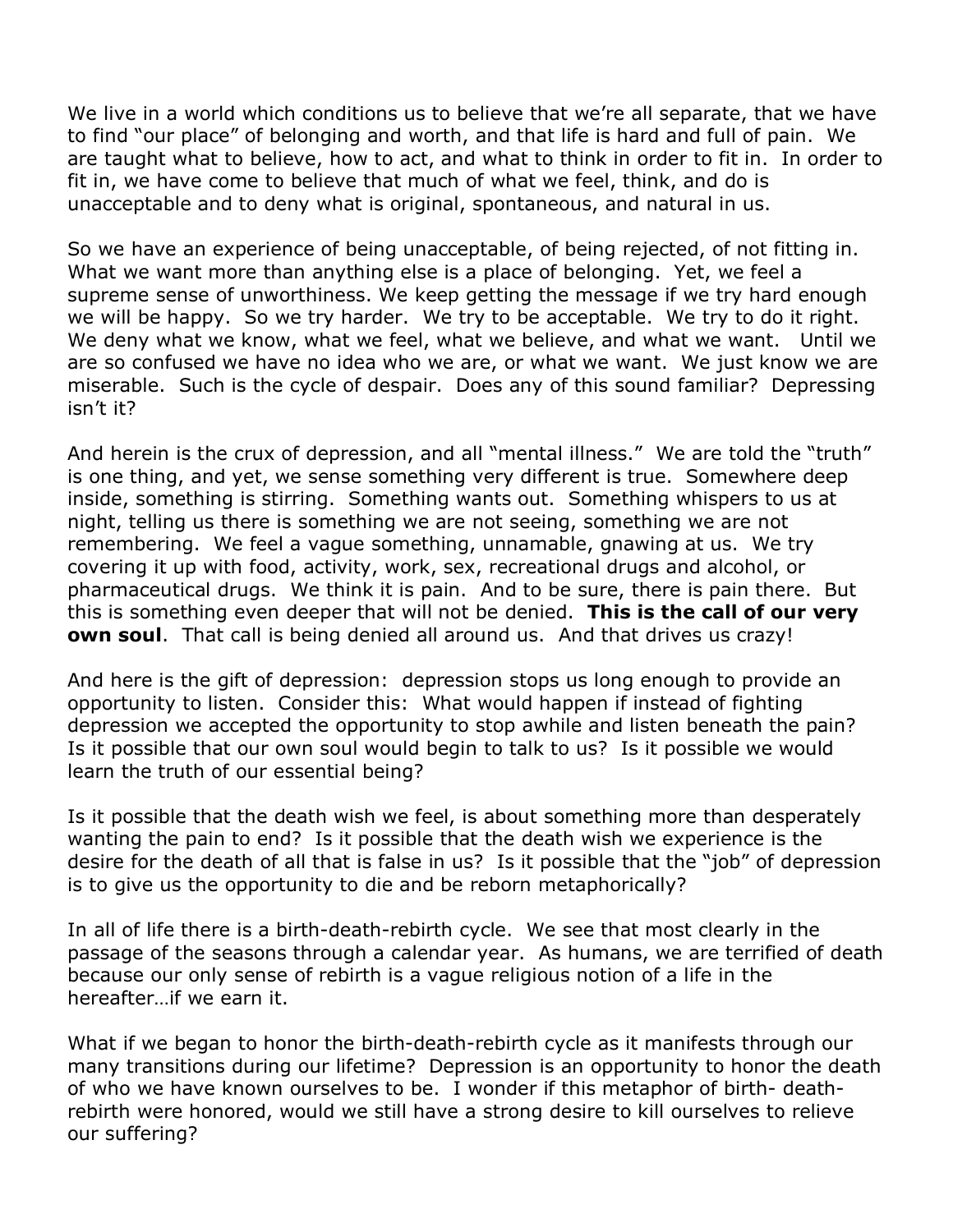We live in a world which conditions us to believe that we're all separate, that we have to find "our place" of belonging and worth, and that life is hard and full of pain. We are taught what to believe, how to act, and what to think in order to fit in. In order to fit in, we have come to believe that much of what we feel, think, and do is unacceptable and to deny what is original, spontaneous, and natural in us.

So we have an experience of being unacceptable, of being rejected, of not fitting in. What we want more than anything else is a place of belonging. Yet, we feel a supreme sense of unworthiness. We keep getting the message if we try hard enough we will be happy. So we try harder. We try to be acceptable. We try to do it right. We deny what we know, what we feel, what we believe, and what we want. Until we are so confused we have no idea who we are, or what we want. We just know we are miserable. Such is the cycle of despair. Does any of this sound familiar? Depressing isn't it?

And herein is the crux of depression, and all "mental illness." We are told the "truth" is one thing, and yet, we sense something very different is true. Somewhere deep inside, something is stirring. Something wants out. Something whispers to us at night, telling us there is something we are not seeing, something we are not remembering. We feel a vague something, unnamable, gnawing at us. We try covering it up with food, activity, work, sex, recreational drugs and alcohol, or pharmaceutical drugs. We think it is pain. And to be sure, there is pain there. But this is something even deeper that will not be denied. **This is the call of our very own soul**. That call is being denied all around us. And that drives us crazy!

And here is the gift of depression: depression stops us long enough to provide an opportunity to listen. Consider this: What would happen if instead of fighting depression we accepted the opportunity to stop awhile and listen beneath the pain? Is it possible that our own soul would begin to talk to us? Is it possible we would learn the truth of our essential being?

Is it possible that the death wish we feel, is about something more than desperately wanting the pain to end? Is it possible that the death wish we experience is the desire for the death of all that is false in us? Is it possible that the "job" of depression is to give us the opportunity to die and be reborn metaphorically?

In all of life there is a birth-death-rebirth cycle. We see that most clearly in the passage of the seasons through a calendar year. As humans, we are terrified of death because our only sense of rebirth is a vague religious notion of a life in the hereafter…if we earn it.

What if we began to honor the birth-death-rebirth cycle as it manifests through our many transitions during our lifetime? Depression is an opportunity to honor the death of who we have known ourselves to be. I wonder if this metaphor of birth- death-rebirth were honored, would we still have a strong desire to kill ourselves to relieve our suffering?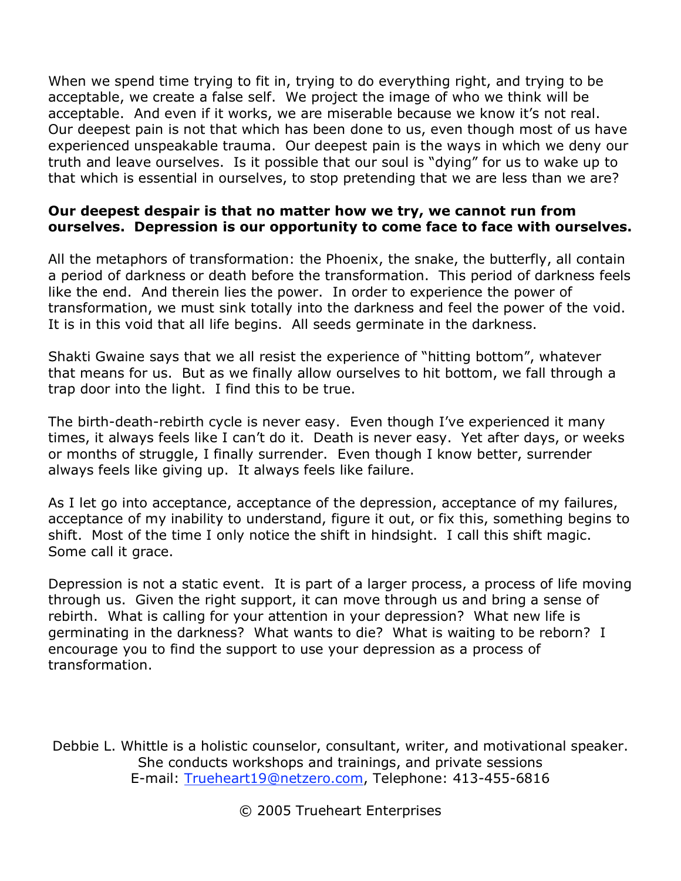When we spend time trying to fit in, trying to do everything right, and trying to be acceptable, we create a false self. We project the image of who we think will be acceptable. And even if it works, we are miserable because we know it's not real. Our deepest pain is not that which has been done to us, even though most of us have experienced unspeakable trauma. Our deepest pain is the ways in which we deny our truth and leave ourselves. Is it possible that our soul is "dying" for us to wake up to that which is essential in ourselves, to stop pretending that we are less than we are?

**Our deepest despair is that no matter how we try, we cannot run from ourselves. Depression is our opportunity to come face to face with ourselves.**

All the metaphors of transformation: the Phoenix, the snake, the butterfly, all contain a period of darkness or death before the transformation. This period of darkness feels like the end. And therein lies the power. In order to experience the power of transformation, we must sink totally into the darkness and feel the power of the void. It is in this void that all life begins. All seeds germinate in the darkness.

Shakti Gwaine says that we all resist the experience of "hitting bottom", whatever that means for us. But as we finally allow ourselves to hit bottom, we fall through a trap door into the light. I find this to be true.

The birth-death-rebirth cycle is never easy. Even though I've experienced it many times, it always feels like I can't do it. Death is never easy. Yet after days, or weeks or months of struggle, I finally surrender. Even though I know better, surrender always feels like giving up. It always feels like failure.

As I let go into acceptance, acceptance of the depression, acceptance of my failures, acceptance of my inability to understand, figure it out, or fix this, something begins to shift. Most of the time I only notice the shift in hindsight. I call this shift magic. Some call it grace.

Depression is not a static event. It is part of a larger process, a process of life moving through us. Given the right support, it can move through us and bring a sense of rebirth. What is calling for your attention in your depression? What new life is germinating in the darkness? What wants to die? What is waiting to be reborn? I encourage you to find the support to use your depression as a process of transformation.

Debbie L. Whittle is a holistic counselor, consultant, writer, and motivational speaker.
She conducts workshops and trainings, and private sessions
E-mail: Trueheart19@netzero.com, Telephone: 413-455-6816

© 2005 Trueheart Enterprises